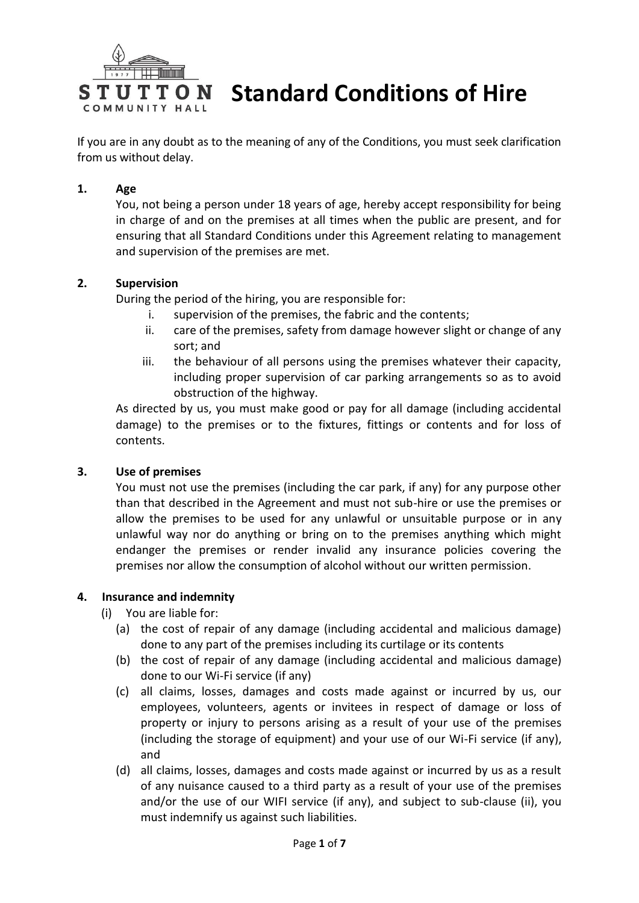# Standard Conditions of Hire

If you are in any doubt as to the meaning of any of the Conditions, you must seek clarification from us without delay.

**1. Age**

You, not being a person under 18 years of age, hereby accept responsibility for being in charge of and on the premises at all times when the public are present, and for ensuring that all Standard Conditions under this Agreement relating to management and supervision of the premises are met.

**2. Supervision**

During the period of the hiring, you are responsible for:

i. supervision of the premises, the fabric and the contents;
ii. care of the premises, safety from damage however slight or change of any sort; and
iii. the behaviour of all persons using the premises whatever their capacity, including proper supervision of car parking arrangements so as to avoid obstruction of the highway.

As directed by us, you must make good or pay for all damage (including accidental damage) to the premises or to the fixtures, fittings or contents and for loss of contents.

**3. Use of premises**

You must not use the premises (including the car park, if any) for any purpose other than that described in the Agreement and must not sub-hire or use the premises or allow the premises to be used for any unlawful or unsuitable purpose or in any unlawful way nor do anything or bring on to the premises anything which might endanger the premises or render invalid any insurance policies covering the premises nor allow the consumption of alcohol without our written permission.

**4. Insurance and indemnity**

(i) You are liable for:

(a) the cost of repair of any damage (including accidental and malicious damage) done to any part of the premises including its curtilage or its contents

(b) the cost of repair of any damage (including accidental and malicious damage) done to our Wi-Fi service (if any)

(c) all claims, losses, damages and costs made against or incurred by us, our employees, volunteers, agents or invitees in respect of damage or loss of property or injury to persons arising as a result of your use of the premises (including the storage of equipment) and your use of our Wi-Fi service (if any), and

(d) all claims, losses, damages and costs made against or incurred by us as a result of any nuisance caused to a third party as a result of your use of the premises and/or the use of our WIFI service (if any), and subject to sub-clause (ii), you must indemnify us against such liabilities.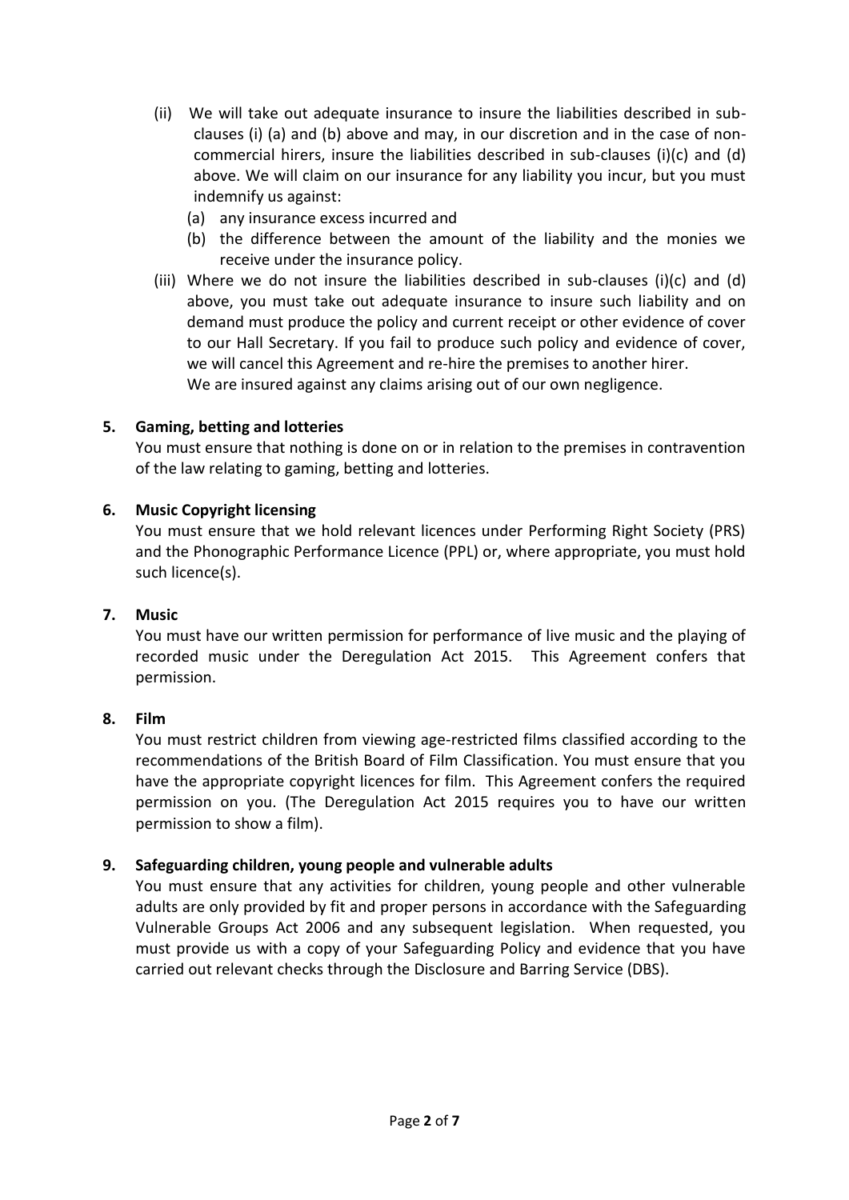(ii) We will take out adequate insurance to insure the liabilities described in sub-clauses (i) (a) and (b) above and may, in our discretion and in the case of non-commercial hirers, insure the liabilities described in sub-clauses (i)(c) and (d) above. We will claim on our insurance for any liability you incur, but you must indemnify us against:
   (a) any insurance excess incurred and
   (b) the difference between the amount of the liability and the monies we receive under the insurance policy.

(iii) Where we do not insure the liabilities described in sub-clauses (i)(c) and (d) above, you must take out adequate insurance to insure such liability and on demand must produce the policy and current receipt or other evidence of cover to our Hall Secretary. If you fail to produce such policy and evidence of cover, we will cancel this Agreement and re-hire the premises to another hirer.
We are insured against any claims arising out of our own negligence.

**5. Gaming, betting and lotteries**

You must ensure that nothing is done on or in relation to the premises in contravention of the law relating to gaming, betting and lotteries.

**6. Music Copyright licensing**

You must ensure that we hold relevant licences under Performing Right Society (PRS) and the Phonographic Performance Licence (PPL) or, where appropriate, you must hold such licence(s).

**7. Music**

You must have our written permission for performance of live music and the playing of recorded music under the Deregulation Act 2015. This Agreement confers that permission.

**8. Film**

You must restrict children from viewing age-restricted films classified according to the recommendations of the British Board of Film Classification. You must ensure that you have the appropriate copyright licences for film. This Agreement confers the required permission on you. (The Deregulation Act 2015 requires you to have our written permission to show a film).

**9. Safeguarding children, young people and vulnerable adults**

You must ensure that any activities for children, young people and other vulnerable adults are only provided by fit and proper persons in accordance with the Safeguarding Vulnerable Groups Act 2006 and any subsequent legislation. When requested, you must provide us with a copy of your Safeguarding Policy and evidence that you have carried out relevant checks through the Disclosure and Barring Service (DBS).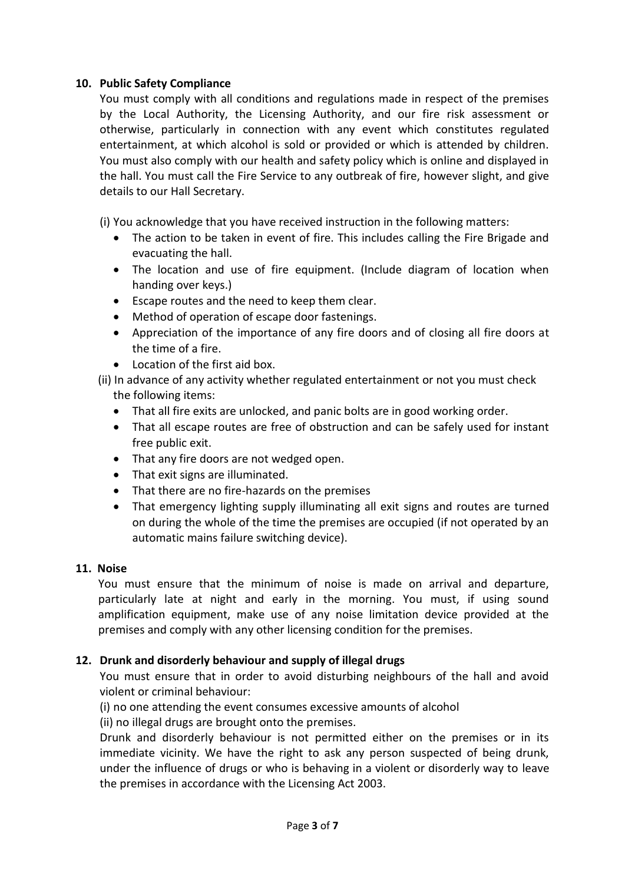**10. Public Safety Compliance**

You must comply with all conditions and regulations made in respect of the premises by the Local Authority, the Licensing Authority, and our fire risk assessment or otherwise, particularly in connection with any event which constitutes regulated entertainment, at which alcohol is sold or provided or which is attended by children. You must also comply with our health and safety policy which is online and displayed in the hall. You must call the Fire Service to any outbreak of fire, however slight, and give details to our Hall Secretary.

(i) You acknowledge that you have received instruction in the following matters:

- The action to be taken in event of fire. This includes calling the Fire Brigade and evacuating the hall.
- The location and use of fire equipment. (Include diagram of location when handing over keys.)
- Escape routes and the need to keep them clear.
- Method of operation of escape door fastenings.
- Appreciation of the importance of any fire doors and of closing all fire doors at the time of a fire.
- Location of the first aid box.

(ii) In advance of any activity whether regulated entertainment or not you must check the following items:

- That all fire exits are unlocked, and panic bolts are in good working order.
- That all escape routes are free of obstruction and can be safely used for instant free public exit.
- That any fire doors are not wedged open.
- That exit signs are illuminated.
- That there are no fire-hazards on the premises
- That emergency lighting supply illuminating all exit signs and routes are turned on during the whole of the time the premises are occupied (if not operated by an automatic mains failure switching device).

**11. Noise**

You must ensure that the minimum of noise is made on arrival and departure, particularly late at night and early in the morning. You must, if using sound amplification equipment, make use of any noise limitation device provided at the premises and comply with any other licensing condition for the premises.

**12. Drunk and disorderly behaviour and supply of illegal drugs**

You must ensure that in order to avoid disturbing neighbours of the hall and avoid violent or criminal behaviour:

(i) no one attending the event consumes excessive amounts of alcohol

(ii) no illegal drugs are brought onto the premises.

Drunk and disorderly behaviour is not permitted either on the premises or in its immediate vicinity. We have the right to ask any person suspected of being drunk, under the influence of drugs or who is behaving in a violent or disorderly way to leave the premises in accordance with the Licensing Act 2003.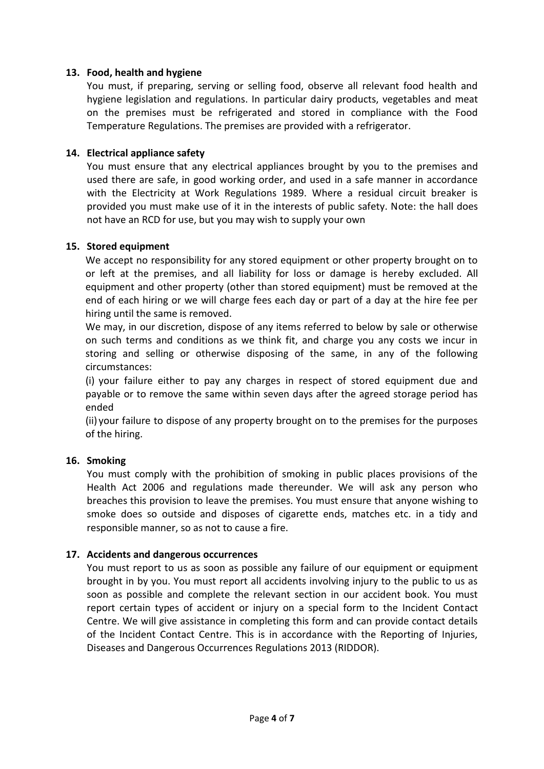**13. Food, health and hygiene**

You must, if preparing, serving or selling food, observe all relevant food health and hygiene legislation and regulations. In particular dairy products, vegetables and meat on the premises must be refrigerated and stored in compliance with the Food Temperature Regulations. The premises are provided with a refrigerator.

**14. Electrical appliance safety**

You must ensure that any electrical appliances brought by you to the premises and used there are safe, in good working order, and used in a safe manner in accordance with the Electricity at Work Regulations 1989. Where a residual circuit breaker is provided you must make use of it in the interests of public safety. Note: the hall does not have an RCD for use, but you may wish to supply your own

**15. Stored equipment**

We accept no responsibility for any stored equipment or other property brought on to or left at the premises, and all liability for loss or damage is hereby excluded. All equipment and other property (other than stored equipment) must be removed at the end of each hiring or we will charge fees each day or part of a day at the hire fee per hiring until the same is removed.

We may, in our discretion, dispose of any items referred to below by sale or otherwise on such terms and conditions as we think fit, and charge you any costs we incur in storing and selling or otherwise disposing of the same, in any of the following circumstances:

(i) your failure either to pay any charges in respect of stored equipment due and payable or to remove the same within seven days after the agreed storage period has ended

(ii) your failure to dispose of any property brought on to the premises for the purposes of the hiring.

**16. Smoking**

You must comply with the prohibition of smoking in public places provisions of the Health Act 2006 and regulations made thereunder. We will ask any person who breaches this provision to leave the premises. You must ensure that anyone wishing to smoke does so outside and disposes of cigarette ends, matches etc. in a tidy and responsible manner, so as not to cause a fire.

**17. Accidents and dangerous occurrences**

You must report to us as soon as possible any failure of our equipment or equipment brought in by you. You must report all accidents involving injury to the public to us as soon as possible and complete the relevant section in our accident book. You must report certain types of accident or injury on a special form to the Incident Contact Centre. We will give assistance in completing this form and can provide contact details of the Incident Contact Centre. This is in accordance with the Reporting of Injuries, Diseases and Dangerous Occurrences Regulations 2013 (RIDDOR).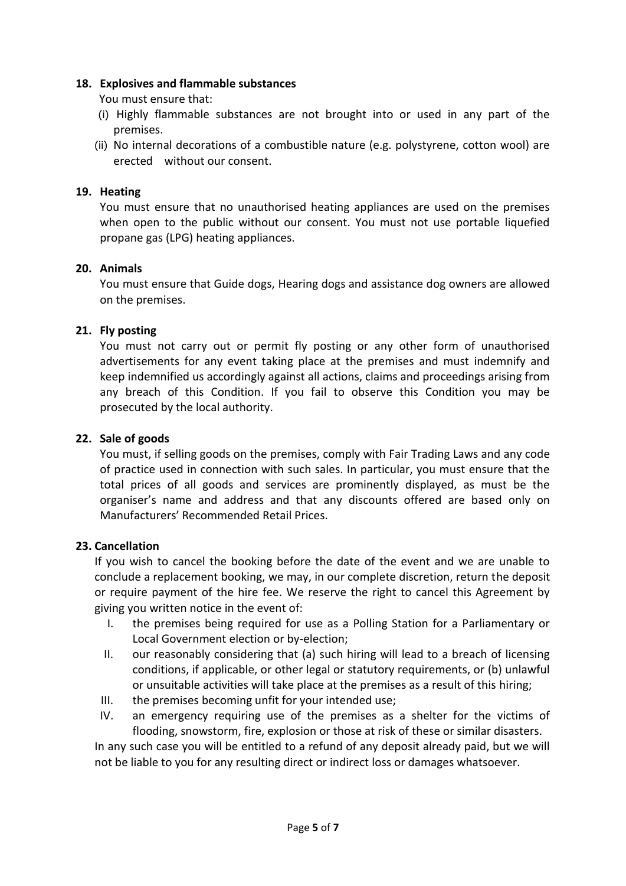**18. Explosives and flammable substances**

You must ensure that:

(i) Highly flammable substances are not brought into or used in any part of the premises.

(ii) No internal decorations of a combustible nature (e.g. polystyrene, cotton wool) are erected without our consent.

**19. Heating**

You must ensure that no unauthorised heating appliances are used on the premises when open to the public without our consent. You must not use portable liquefied propane gas (LPG) heating appliances.

**20. Animals**

You must ensure that Guide dogs, Hearing dogs and assistance dog owners are allowed on the premises.

**21. Fly posting**

You must not carry out or permit fly posting or any other form of unauthorised advertisements for any event taking place at the premises and must indemnify and keep indemnified us accordingly against all actions, claims and proceedings arising from any breach of this Condition. If you fail to observe this Condition you may be prosecuted by the local authority.

**22. Sale of goods**

You must, if selling goods on the premises, comply with Fair Trading Laws and any code of practice used in connection with such sales. In particular, you must ensure that the total prices of all goods and services are prominently displayed, as must be the organiser's name and address and that any discounts offered are based only on Manufacturers' Recommended Retail Prices.

**23. Cancellation**

If you wish to cancel the booking before the date of the event and we are unable to conclude a replacement booking, we may, in our complete discretion, return the deposit or require payment of the hire fee. We reserve the right to cancel this Agreement by giving you written notice in the event of:

I. the premises being required for use as a Polling Station for a Parliamentary or Local Government election or by-election;

II. our reasonably considering that (a) such hiring will lead to a breach of licensing conditions, if applicable, or other legal or statutory requirements, or (b) unlawful or unsuitable activities will take place at the premises as a result of this hiring;

III. the premises becoming unfit for your intended use;

IV. an emergency requiring use of the premises as a shelter for the victims of flooding, snowstorm, fire, explosion or those at risk of these or similar disasters.

In any such case you will be entitled to a refund of any deposit already paid, but we will not be liable to you for any resulting direct or indirect loss or damages whatsoever.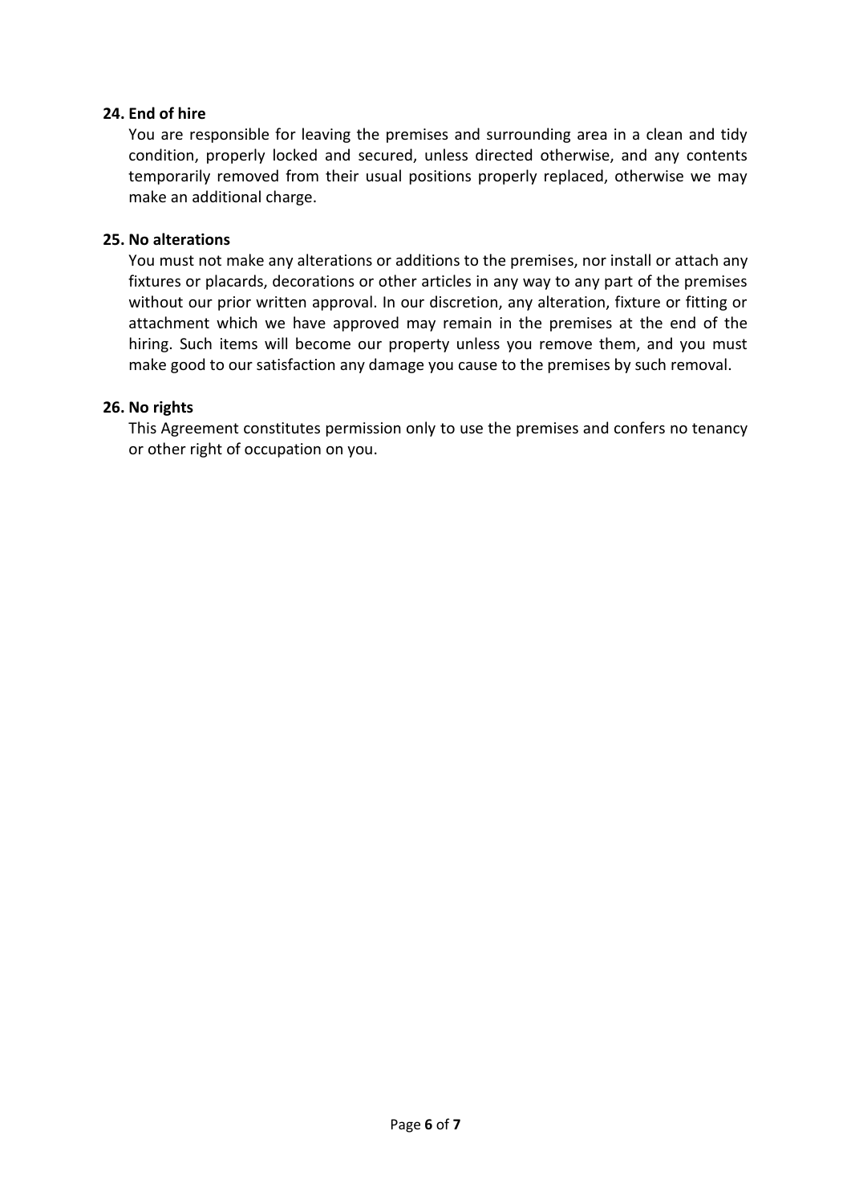**24. End of hire**

You are responsible for leaving the premises and surrounding area in a clean and tidy condition, properly locked and secured, unless directed otherwise, and any contents temporarily removed from their usual positions properly replaced, otherwise we may make an additional charge.

**25. No alterations**

You must not make any alterations or additions to the premises, nor install or attach any fixtures or placards, decorations or other articles in any way to any part of the premises without our prior written approval. In our discretion, any alteration, fixture or fitting or attachment which we have approved may remain in the premises at the end of the hiring. Such items will become our property unless you remove them, and you must make good to our satisfaction any damage you cause to the premises by such removal.

**26. No rights**

This Agreement constitutes permission only to use the premises and confers no tenancy or other right of occupation on you.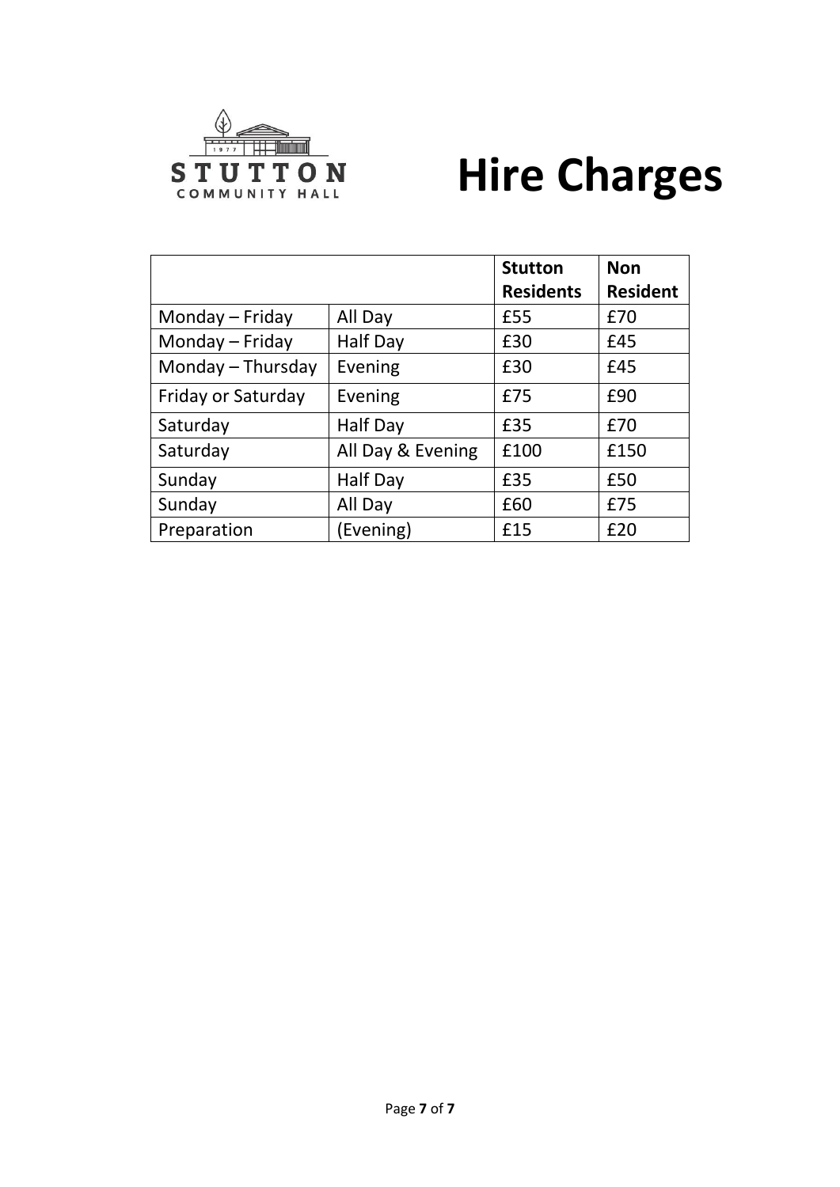STUTTON COMMUNITY HALL

# Hire Charges

| | | Stutton Residents | Non Resident |
|---|---|---|---|
| Monday – Friday | All Day | £55 | £70 |
| Monday – Friday | Half Day | £30 | £45 |
| Monday – Thursday | Evening | £30 | £45 |
| Friday or Saturday | Evening | £75 | £90 |
| Saturday | Half Day | £35 | £70 |
| Saturday | All Day & Evening | £100 | £150 |
| Sunday | Half Day | £35 | £50 |
| Sunday | All Day | £60 | £75 |
| Preparation | (Evening) | £15 | £20 |